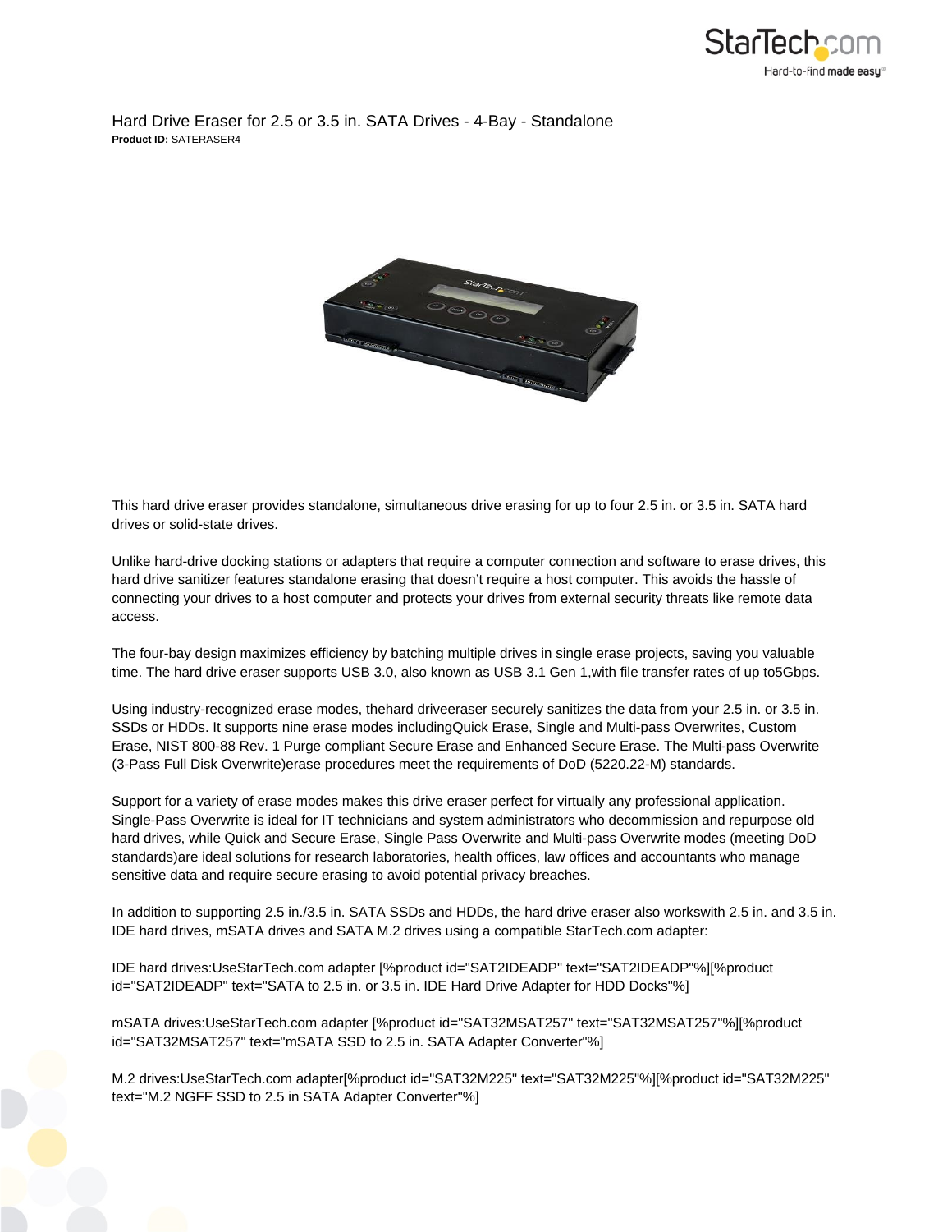# Hard Drive Eraser for 2.5 or 3.5 in. SATA Drives - 4-Bay - Standalone

**Product ID:** SATERASER4

This hard drive eraser provides standalone, simultaneous drive erasing for up to four 2.5 in. or 3.5 in. SATA hard drives or solid-state drives.

Unlike hard-drive docking stations or adapters that require a computer connection and software to erase drives, this hard drive sanitizer features standalone erasing that doesn't require a host computer. This avoids the hassle of connecting your drives to a host computer and protects your drives from external security threats like remote data access.

The four-bay design maximizes efficiency by batching multiple drives in single erase projects, saving you valuable time. The hard drive eraser supports USB 3.0, also known as USB 3.1 Gen 1,with file transfer rates of up to5Gbps.

Using industry-recognized erase modes, thehard driveeraser securely sanitizes the data from your 2.5 in. or 3.5 in. SSDs or HDDs. It supports nine erase modes includingQuick Erase, Single and Multi-pass Overwrites, Custom Erase, NIST 800-88 Rev. 1 Purge compliant Secure Erase and Enhanced Secure Erase. The Multi-pass Overwrite (3-Pass Full Disk Overwrite)erase procedures meet the requirements of DoD (5220.22-M) standards.

Support for a variety of erase modes makes this drive eraser perfect for virtually any professional application. Single-Pass Overwrite is ideal for IT technicians and system administrators who decommission and repurpose old hard drives, while Quick and Secure Erase, Single Pass Overwrite and Multi-pass Overwrite modes (meeting DoD standards)are ideal solutions for research laboratories, health offices, law offices and accountants who manage sensitive data and require secure erasing to avoid potential privacy breaches.

In addition to supporting 2.5 in./3.5 in. SATA SSDs and HDDs, the hard drive eraser also workswith 2.5 in. and 3.5 in. IDE hard drives, mSATA drives and SATA M.2 drives using a compatible StarTech.com adapter:

IDE hard drives:UseStarTech.com adapter [%product id="SAT2IDEADP" text="SAT2IDEADP"%][%product id="SAT2IDEADP" text="SATA to 2.5 in. or 3.5 in. IDE Hard Drive Adapter for HDD Docks"%]

mSATA drives:UseStarTech.com adapter [%product id="SAT32MSAT257" text="SAT32MSAT257"%][%product id="SAT32MSAT257" text="mSATA SSD to 2.5 in. SATA Adapter Converter"%]

M.2 drives:UseStarTech.com adapter[%product id="SAT32M225" text="SAT32M225"%][%product id="SAT32M225" text="M.2 NGFF SSD to 2.5 in SATA Adapter Converter"%]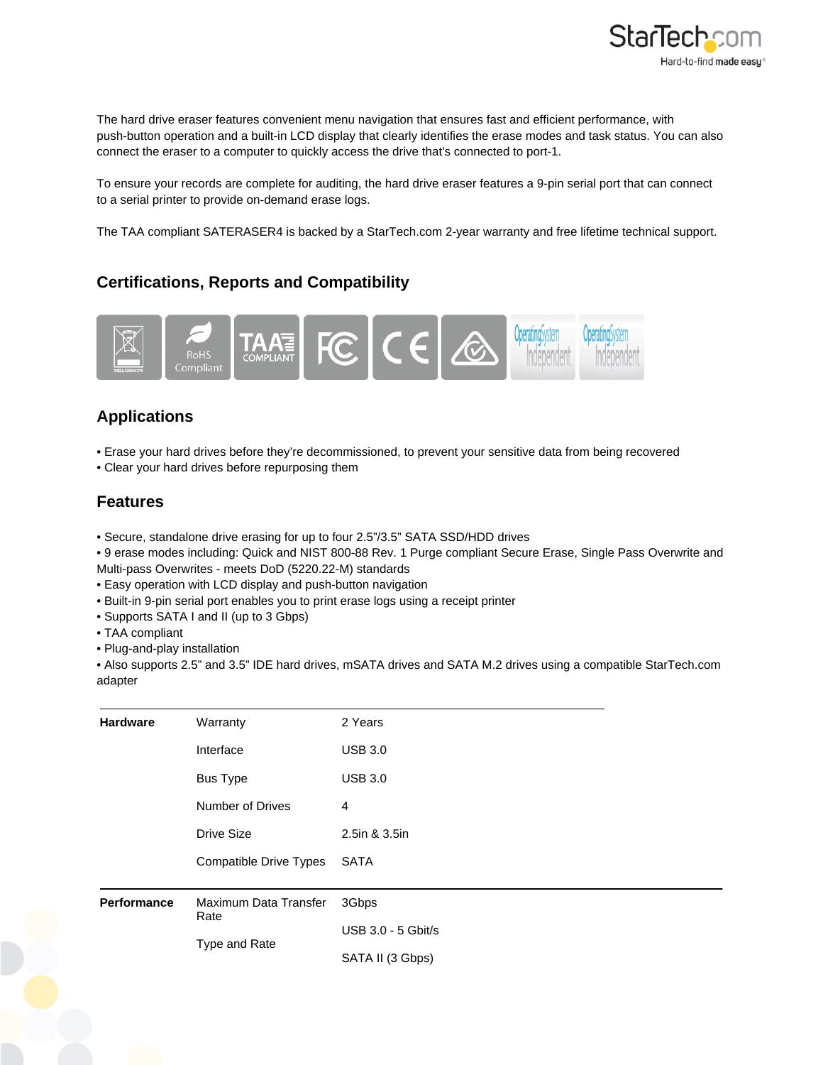The hard drive eraser features convenient menu navigation that ensures fast and efficient performance, with push-button operation and a built-in LCD display that clearly identifies the erase modes and task status. You can also connect the eraser to a computer to quickly access the drive that's connected to port-1.

To ensure your records are complete for auditing, the hard drive eraser features a 9-pin serial port that can connect to a serial printer to provide on-demand erase logs.

The TAA compliant SATERASER4 is backed by a StarTech.com 2-year warranty and free lifetime technical support.

## Certifications, Reports and Compatibility

## Applications

- Erase your hard drives before they're decommissioned, to prevent your sensitive data from being recovered
- Clear your hard drives before repurposing them

## Features

- Secure, standalone drive erasing for up to four 2.5"/3.5" SATA SSD/HDD drives
- 9 erase modes including: Quick and NIST 800-88 Rev. 1 Purge compliant Secure Erase, Single Pass Overwrite and Multi-pass Overwrites - meets DoD (5220.22-M) standards
- Easy operation with LCD display and push-button navigation
- Built-in 9-pin serial port enables you to print erase logs using a receipt printer
- Supports SATA I and II (up to 3 Gbps)
- TAA compliant
- Plug-and-play installation
- Also supports 2.5" and 3.5" IDE hard drives, mSATA drives and SATA M.2 drives using a compatible StarTech.com adapter

| | | |
|---|---|---|
| **Hardware** | Warranty | 2 Years |
| | Interface | USB 3.0 |
| | Bus Type | USB 3.0 |
| | Number of Drives | 4 |
| | Drive Size | 2.5in & 3.5in |
| | Compatible Drive Types | SATA |
| **Performance** | Maximum Data Transfer Rate | 3Gbps |
| | Type and Rate | USB 3.0 - 5 Gbit/s<br>SATA II (3 Gbps) |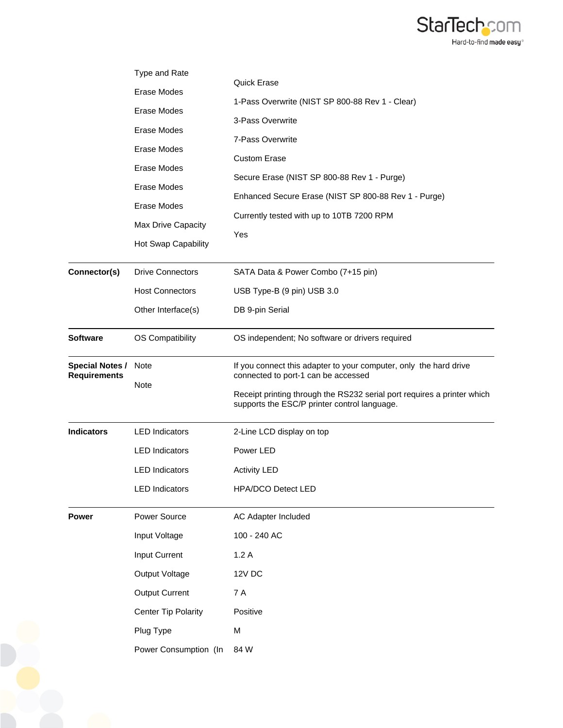| | | |
|---|---|---|
| | Type and Rate | |
| | Erase Modes | Quick Erase |
| | Erase Modes | 1-Pass Overwrite (NIST SP 800-88 Rev 1 - Clear) |
| | Erase Modes | 3-Pass Overwrite |
| | Erase Modes | 7-Pass Overwrite |
| | Erase Modes | Custom Erase |
| | Erase Modes | Secure Erase (NIST SP 800-88 Rev 1 - Purge) |
| | Erase Modes | Enhanced Secure Erase (NIST SP 800-88 Rev 1 - Purge) |
| | Max Drive Capacity | Currently tested with up to 10TB 7200 RPM |
| | Hot Swap Capability | Yes |
| **Connector(s)** | Drive Connectors | SATA Data & Power Combo (7+15 pin) |
| | Host Connectors | USB Type-B (9 pin) USB 3.0 |
| | Other Interface(s) | DB 9-pin Serial |
| **Software** | OS Compatibility | OS independent; No software or drivers required |
| **Special Notes / Requirements** | Note | If you connect this adapter to your computer, only the hard drive connected to port-1 can be accessed |
| | Note | Receipt printing through the RS232 serial port requires a printer which supports the ESC/P printer control language. |
| **Indicators** | LED Indicators | 2-Line LCD display on top |
| | LED Indicators | Power LED |
| | LED Indicators | Activity LED |
| | LED Indicators | HPA/DCO Detect LED |
| **Power** | Power Source | AC Adapter Included |
| | Input Voltage | 100 - 240 AC |
| | Input Current | 1.2 A |
| | Output Voltage | 12V DC |
| | Output Current | 7 A |
| | Center Tip Polarity | Positive |
| | Plug Type | M |
| | Power Consumption (In | 84 W |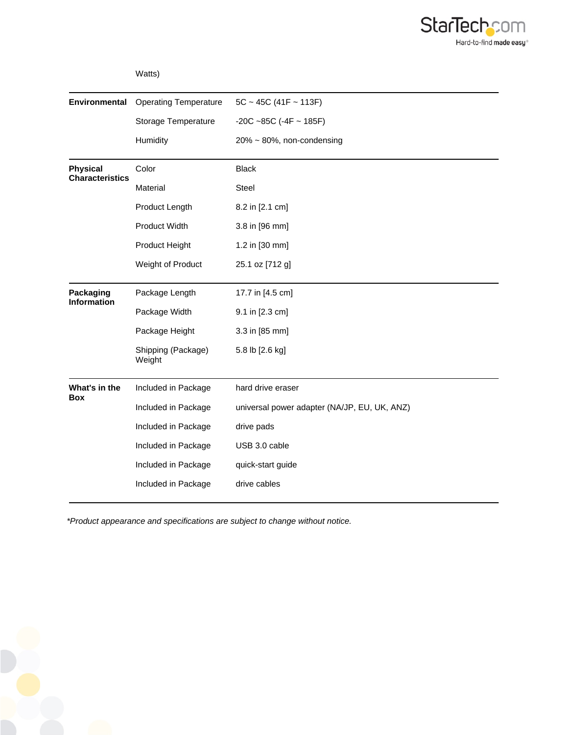| | | |
|---|---|---|
| | | Watts) |
| **Environmental** | Operating Temperature | 5C ~ 45C (41F ~ 113F) |
| | Storage Temperature | -20C ~85C (-4F ~ 185F) |
| | Humidity | 20% ~ 80%, non-condensing |
| **Physical Characteristics** | Color | Black |
| | Material | Steel |
| | Product Length | 8.2 in [2.1 cm] |
| | Product Width | 3.8 in [96 mm] |
| | Product Height | 1.2 in [30 mm] |
| | Weight of Product | 25.1 oz [712 g] |
| **Packaging Information** | Package Length | 17.7 in [4.5 cm] |
| | Package Width | 9.1 in [2.3 cm] |
| | Package Height | 3.3 in [85 mm] |
| | Shipping (Package) Weight | 5.8 lb [2.6 kg] |
| **What's in the Box** | Included in Package | hard drive eraser |
| | Included in Package | universal power adapter (NA/JP, EU, UK, ANZ) |
| | Included in Package | drive pads |
| | Included in Package | USB 3.0 cable |
| | Included in Package | quick-start guide |
| | Included in Package | drive cables |

*\*Product appearance and specifications are subject to change without notice.*